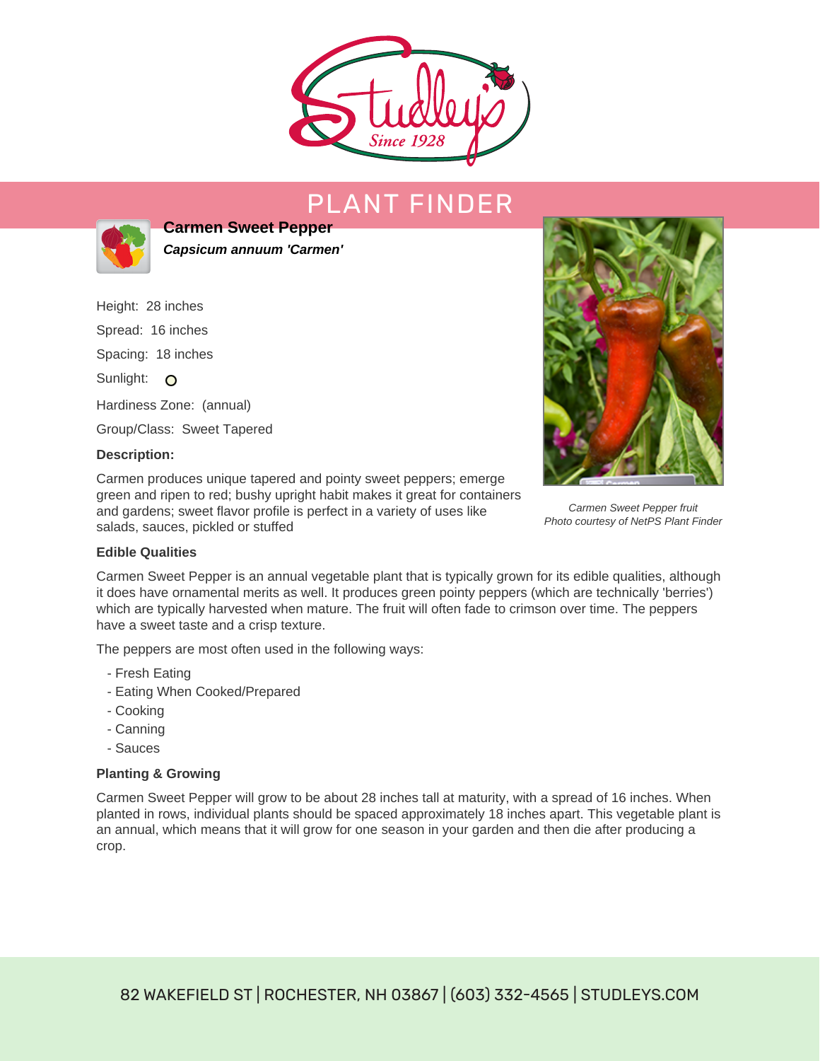# PLANT FINDER

## Carmen Sweet Pepper

***Capsicum annuum 'Carmen'***

Height: 28 inches

Spread: 16 inches

Spacing: 18 inches

Sunlight:

Hardiness Zone: (annual)

Group/Class: Sweet Tapered

**Description:**

Carmen produces unique tapered and pointy sweet peppers; emerge green and ripen to red; bushy upright habit makes it great for containers and gardens; sweet flavor profile is perfect in a variety of uses like salads, sauces, pickled or stuffed

*Carmen Sweet Pepper fruit*
*Photo courtesy of NetPS Plant Finder*

### Edible Qualities

Carmen Sweet Pepper is an annual vegetable plant that is typically grown for its edible qualities, although it does have ornamental merits as well. It produces green pointy peppers (which are technically 'berries') which are typically harvested when mature. The fruit will often fade to crimson over time. The peppers have a sweet taste and a crisp texture.

The peppers are most often used in the following ways:

- Fresh Eating
- Eating When Cooked/Prepared
- Cooking
- Canning
- Sauces

### Planting & Growing

Carmen Sweet Pepper will grow to be about 28 inches tall at maturity, with a spread of 16 inches. When planted in rows, individual plants should be spaced approximately 18 inches apart. This vegetable plant is an annual, which means that it will grow for one season in your garden and then die after producing a crop.

82 WAKEFIELD ST | ROCHESTER, NH 03867 | (603) 332-4565 | STUDLEYS.COM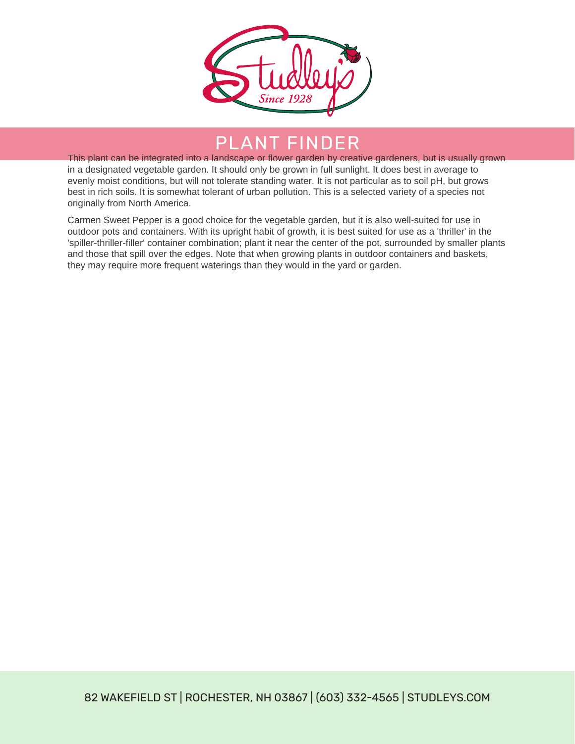# PLANT FINDER

This plant can be integrated into a landscape or flower garden by creative gardeners, but is usually grown in a designated vegetable garden. It should only be grown in full sunlight. It does best in average to evenly moist conditions, but will not tolerate standing water. It is not particular as to soil pH, but grows best in rich soils. It is somewhat tolerant of urban pollution. This is a selected variety of a species not originally from North America.

Carmen Sweet Pepper is a good choice for the vegetable garden, but it is also well-suited for use in outdoor pots and containers. With its upright habit of growth, it is best suited for use as a 'thriller' in the 'spiller-thriller-filler' container combination; plant it near the center of the pot, surrounded by smaller plants and those that spill over the edges. Note that when growing plants in outdoor containers and baskets, they may require more frequent waterings than they would in the yard or garden.